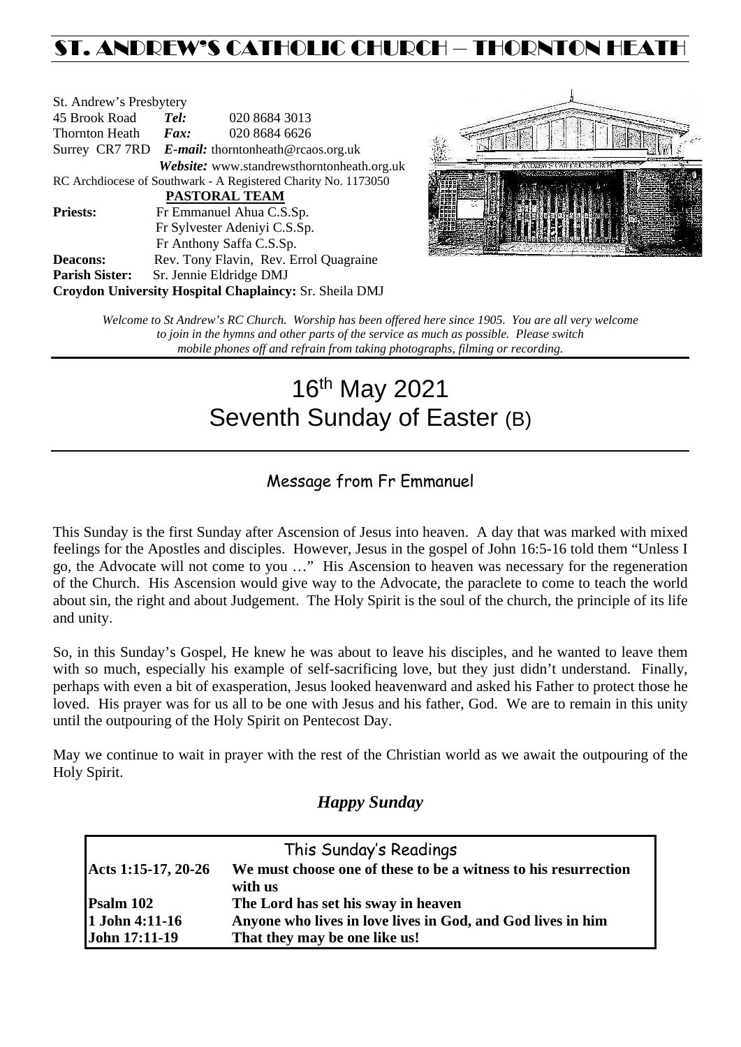# ST. ANDREW'S CATHOLIC CHURCH – THORNTON HEATH

St. Andrew's Presbytery
45 Brook Road **Tel:** 020 8684 3013
Thornton Heath **Fax:** 020 8684 6626
Surrey CR7 7RD ***E-mail:*** thorntonheath@rcaos.org.uk
***Website:*** www.standrewsthorntonheath.org.uk
RC Archdiocese of Southwark - A Registered Charity No. 1173050

**PASTORAL TEAM**

**Priests:** Fr Emmanuel Ahua C.S.Sp.
Fr Sylvester Adeniyi C.S.Sp.
Fr Anthony Saffa C.S.Sp.
**Deacons:** Rev. Tony Flavin, Rev. Errol Quagraine
**Parish Sister:** Sr. Jennie Eldridge DMJ
**Croydon University Hospital Chaplaincy:** Sr. Sheila DMJ

*Welcome to St Andrew's RC Church. Worship has been offered here since 1905. You are all very welcome to join in the hymns and other parts of the service as much as possible. Please switch mobile phones off and refrain from taking photographs, filming or recording.*

# 16th May 2021
# Seventh Sunday of Easter (B)

## Message from Fr Emmanuel

This Sunday is the first Sunday after Ascension of Jesus into heaven. A day that was marked with mixed feelings for the Apostles and disciples. However, Jesus in the gospel of John 16:5-16 told them "Unless I go, the Advocate will not come to you …" His Ascension to heaven was necessary for the regeneration of the Church. His Ascension would give way to the Advocate, the paraclete to come to teach the world about sin, the right and about Judgement. The Holy Spirit is the soul of the church, the principle of its life and unity.

So, in this Sunday's Gospel, He knew he was about to leave his disciples, and he wanted to leave them with so much, especially his example of self-sacrificing love, but they just didn't understand. Finally, perhaps with even a bit of exasperation, Jesus looked heavenward and asked his Father to protect those he loved. His prayer was for us all to be one with Jesus and his father, God. We are to remain in this unity until the outpouring of the Holy Spirit on Pentecost Day.

May we continue to wait in prayer with the rest of the Christian world as we await the outpouring of the Holy Spirit.

***Happy Sunday***

| This Sunday's Readings | |
|---|---|
| **Acts 1:15-17, 20-26** | **We must choose one of these to be a witness to his resurrection with us** |
| **Psalm 102** | **The Lord has set his sway in heaven** |
| **1 John 4:11-16** | **Anyone who lives in love lives in God, and God lives in him** |
| **John 17:11-19** | **That they may be one like us!** |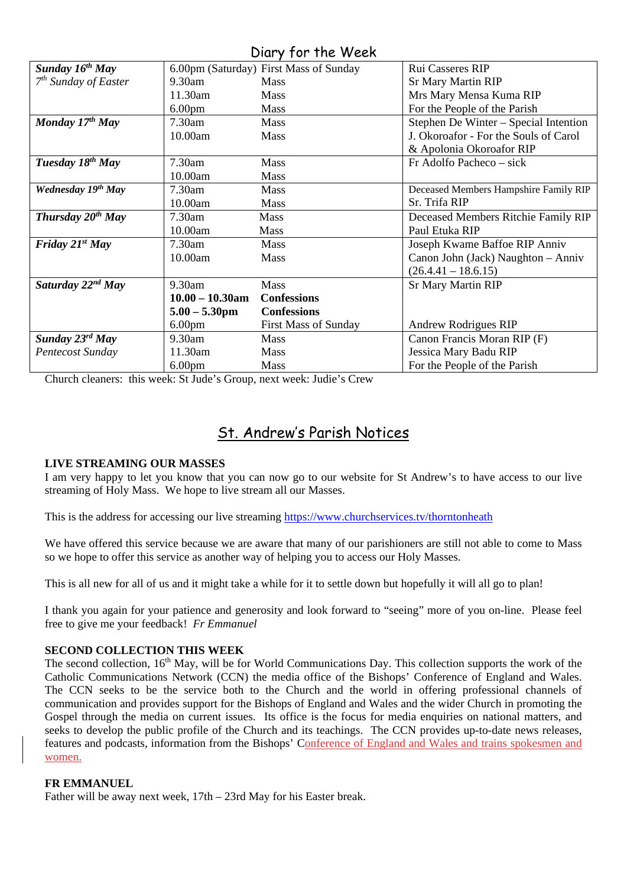## Diary for the Week

| | | | |
|---|---|---|---|
| ***Sunday 16th May*** | 6.00pm (Saturday) | First Mass of Sunday | Rui Casseres RIP |
| *7th Sunday of Easter* | 9.30am | Mass | Sr Mary Martin RIP |
| | 11.30am | Mass | Mrs Mary Mensa Kuma RIP |
| | 6.00pm | Mass | For the People of the Parish |
| ***Monday 17th May*** | 7.30am | Mass | Stephen De Winter – Special Intention |
| | 10.00am | Mass | J. Okoroafor - For the Souls of Carol & Apolonia Okoroafor RIP |
| ***Tuesday 18th May*** | 7.30am | Mass | Fr Adolfo Pacheco – sick |
| | 10.00am | Mass | |
| ***Wednesday 19th May*** | 7.30am | Mass | Deceased Members Hampshire Family RIP |
| | 10.00am | Mass | Sr. Trifa RIP |
| ***Thursday 20th May*** | 7.30am | Mass | Deceased Members Ritchie Family RIP |
| | 10.00am | Mass | Paul Etuka RIP |
| ***Friday 21st May*** | 7.30am | Mass | Joseph Kwame Baffoe RIP Anniv |
| | 10.00am | Mass | Canon John (Jack) Naughton – Anniv (26.4.41 – 18.6.15) |
| ***Saturday 22nd May*** | 9.30am | Mass | Sr Mary Martin RIP |
| | **10.00 – 10.30am** | **Confessions** | |
| | **5.00 – 5.30pm** | **Confessions** | |
| | 6.00pm | First Mass of Sunday | Andrew Rodrigues RIP |
| ***Sunday 23rd May*** | 9.30am | Mass | Canon Francis Moran RIP (F) |
| *Pentecost Sunday* | 11.30am | Mass | Jessica Mary Badu RIP |
| | 6.00pm | Mass | For the People of the Parish |

Church cleaners: this week: St Jude's Group, next week: Judie's Crew

## St. Andrew's Parish Notices

**LIVE STREAMING OUR MASSES**

I am very happy to let you know that you can now go to our website for St Andrew's to have access to our live streaming of Holy Mass. We hope to live stream all our Masses.

This is the address for accessing our live streaming https://www.churchservices.tv/thorntonheath

We have offered this service because we are aware that many of our parishioners are still not able to come to Mass so we hope to offer this service as another way of helping you to access our Holy Masses.

This is all new for all of us and it might take a while for it to settle down but hopefully it will all go to plan!

I thank you again for your patience and generosity and look forward to "seeing" more of you on-line. Please feel free to give me your feedback! *Fr Emmanuel*

**SECOND COLLECTION THIS WEEK**

The second collection, 16th May, will be for World Communications Day. This collection supports the work of the Catholic Communications Network (CCN) the media office of the Bishops' Conference of England and Wales. The CCN seeks to be the service both to the Church and the world in offering professional channels of communication and provides support for the Bishops of England and Wales and the wider Church in promoting the Gospel through the media on current issues. Its office is the focus for media enquiries on national matters, and seeks to develop the public profile of the Church and its teachings. The CCN provides up-to-date news releases, features and podcasts, information from the Bishops' Conference of England and Wales and trains spokesmen and women.

**FR EMMANUEL**

Father will be away next week, 17th – 23rd May for his Easter break.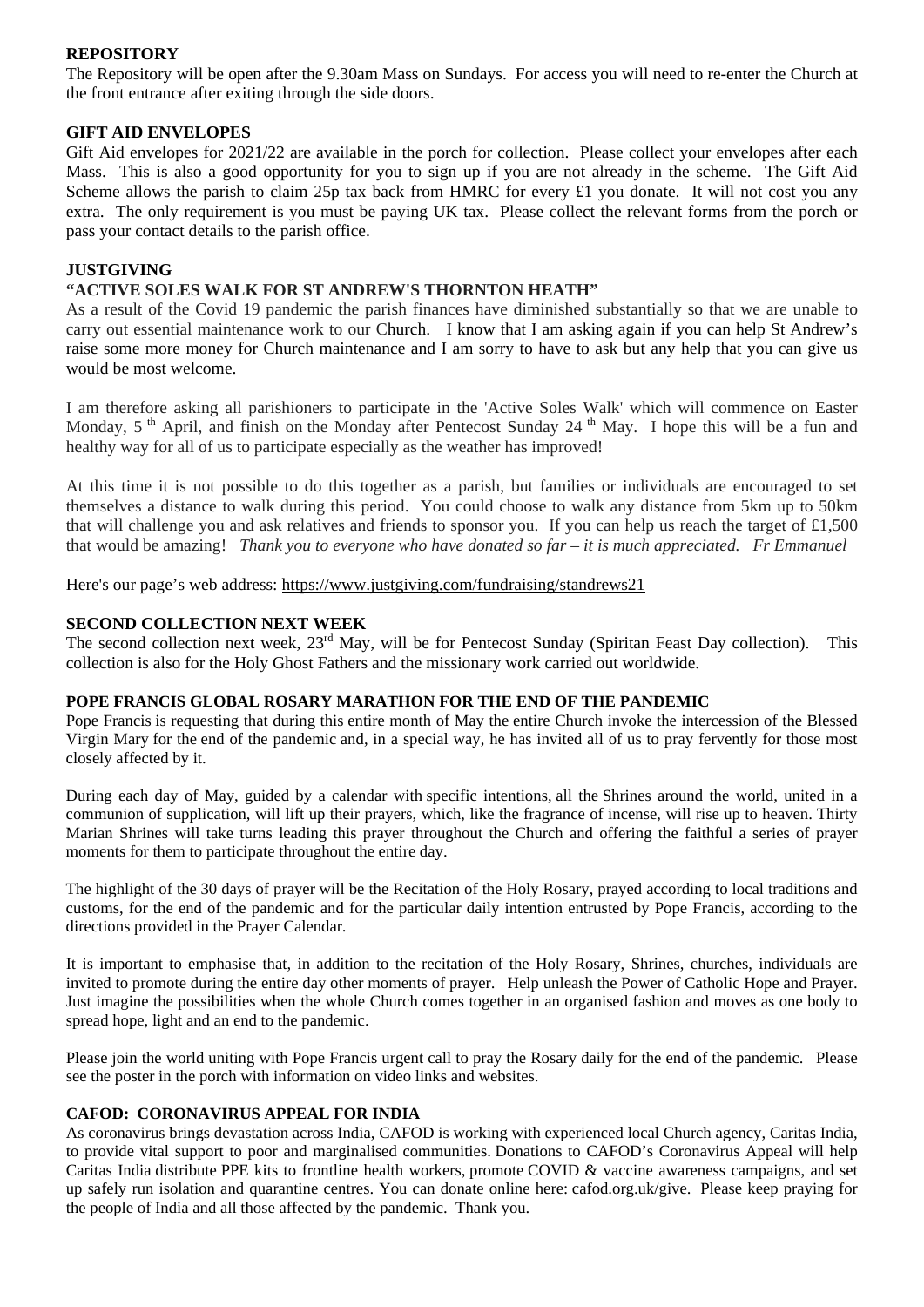## REPOSITORY

The Repository will be open after the 9.30am Mass on Sundays. For access you will need to re-enter the Church at the front entrance after exiting through the side doors.

## GIFT AID ENVELOPES

Gift Aid envelopes for 2021/22 are available in the porch for collection. Please collect your envelopes after each Mass. This is also a good opportunity for you to sign up if you are not already in the scheme. The Gift Aid Scheme allows the parish to claim 25p tax back from HMRC for every £1 you donate. It will not cost you any extra. The only requirement is you must be paying UK tax. Please collect the relevant forms from the porch or pass your contact details to the parish office.

## JUSTGIVING

### "ACTIVE SOLES WALK FOR ST ANDREW'S THORNTON HEATH"

As a result of the Covid 19 pandemic the parish finances have diminished substantially so that we are unable to carry out essential maintenance work to our Church. I know that I am asking again if you can help St Andrew's raise some more money for Church maintenance and I am sorry to have to ask but any help that you can give us would be most welcome.

I am therefore asking all parishioners to participate in the 'Active Soles Walk' which will commence on Easter Monday, 5th April, and finish on the Monday after Pentecost Sunday 24th May. I hope this will be a fun and healthy way for all of us to participate especially as the weather has improved!

At this time it is not possible to do this together as a parish, but families or individuals are encouraged to set themselves a distance to walk during this period. You could choose to walk any distance from 5km up to 50km that will challenge you and ask relatives and friends to sponsor you. If you can help us reach the target of £1,500 that would be amazing! *Thank you to everyone who have donated so far – it is much appreciated. Fr Emmanuel*

Here's our page's web address: https://www.justgiving.com/fundraising/standrews21

## SECOND COLLECTION NEXT WEEK

The second collection next week, 23rd May, will be for Pentecost Sunday (Spiritan Feast Day collection). This collection is also for the Holy Ghost Fathers and the missionary work carried out worldwide.

## POPE FRANCIS GLOBAL ROSARY MARATHON FOR THE END OF THE PANDEMIC

Pope Francis is requesting that during this entire month of May the entire Church invoke the intercession of the Blessed Virgin Mary for the end of the pandemic and, in a special way, he has invited all of us to pray fervently for those most closely affected by it.

During each day of May, guided by a calendar with specific intentions, all the Shrines around the world, united in a communion of supplication, will lift up their prayers, which, like the fragrance of incense, will rise up to heaven. Thirty Marian Shrines will take turns leading this prayer throughout the Church and offering the faithful a series of prayer moments for them to participate throughout the entire day.

The highlight of the 30 days of prayer will be the Recitation of the Holy Rosary, prayed according to local traditions and customs, for the end of the pandemic and for the particular daily intention entrusted by Pope Francis, according to the directions provided in the Prayer Calendar.

It is important to emphasise that, in addition to the recitation of the Holy Rosary, Shrines, churches, individuals are invited to promote during the entire day other moments of prayer. Help unleash the Power of Catholic Hope and Prayer. Just imagine the possibilities when the whole Church comes together in an organised fashion and moves as one body to spread hope, light and an end to the pandemic.

Please join the world uniting with Pope Francis urgent call to pray the Rosary daily for the end of the pandemic. Please see the poster in the porch with information on video links and websites.

## CAFOD: CORONAVIRUS APPEAL FOR INDIA

As coronavirus brings devastation across India, CAFOD is working with experienced local Church agency, Caritas India, to provide vital support to poor and marginalised communities. Donations to CAFOD's Coronavirus Appeal will help Caritas India distribute PPE kits to frontline health workers, promote COVID & vaccine awareness campaigns, and set up safely run isolation and quarantine centres. You can donate online here: cafod.org.uk/give. Please keep praying for the people of India and all those affected by the pandemic. Thank you.